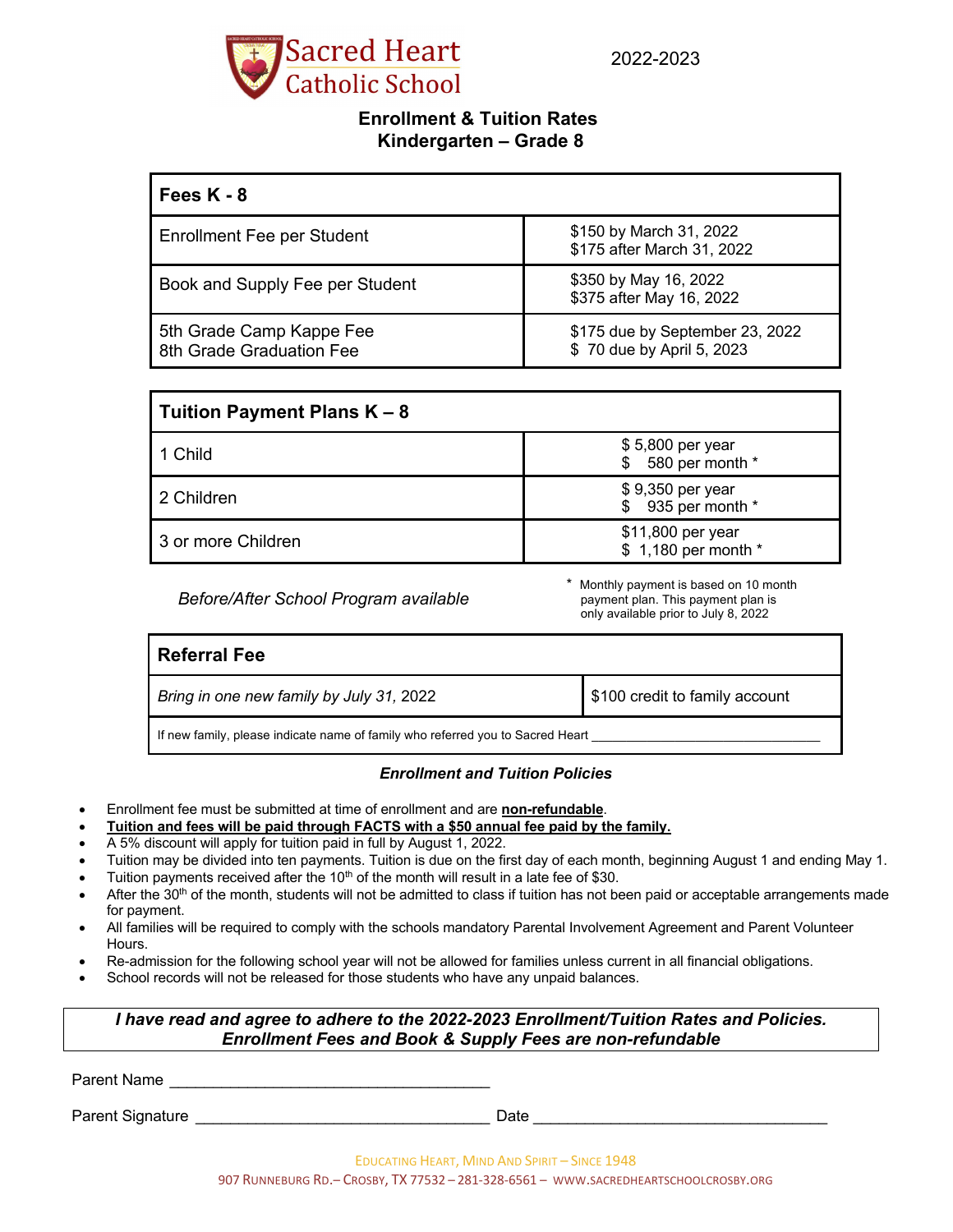# Sacred Heart Catholic School

2022-2023

## Enrollment & Tuition Rates
## Kindergarten – Grade 8

| **Fees K - 8** | |
|---|---|
| Enrollment Fee per Student | $150 by March 31, 2022<br>$175 after March 31, 2022 |
| Book and Supply Fee per Student | $350 by May 16, 2022<br>$375 after May 16, 2022 |
| 5th Grade Camp Kappe Fee<br>8th Grade Graduation Fee | $175 due by September 23, 2022<br>$ 70 due by April 5, 2023 |

| **Tuition Payment Plans K – 8** | |
|---|---|
| 1 Child | $ 5,800 per year<br>$ 580 per month * |
| 2 Children | $ 9,350 per year<br>$ 935 per month * |
| 3 or more Children | $11,800 per year<br>$ 1,180 per month * |

*Before/After School Program available*

\* Monthly payment is based on 10 month payment plan. This payment plan is only available prior to July 8, 2022

| **Referral Fee** | |
|---|---|
| *Bring in one new family by July 31, 2022* | $100 credit to family account |

If new family, please indicate name of family who referred you to Sacred Heart ________________________________

### *Enrollment and Tuition Policies*

- Enrollment fee must be submitted at time of enrollment and are **non-refundable**.
- **Tuition and fees will be paid through FACTS with a $50 annual fee paid by the family.**
- A 5% discount will apply for tuition paid in full by August 1, 2022.
- Tuition may be divided into ten payments. Tuition is due on the first day of each month, beginning August 1 and ending May 1.
- Tuition payments received after the 10th of the month will result in a late fee of $30.
- After the 30th of the month, students will not be admitted to class if tuition has not been paid or acceptable arrangements made for payment.
- All families will be required to comply with the schools mandatory Parental Involvement Agreement and Parent Volunteer Hours.
- Re-admission for the following school year will not be allowed for families unless current in all financial obligations.
- School records will not be released for those students who have any unpaid balances.

***I have read and agree to adhere to the 2022-2023 Enrollment/Tuition Rates and Policies. Enrollment Fees and Book & Supply Fees are non-refundable***

Parent Name ____________________________________

Parent Signature _________________________________ Date _________________________________

EDUCATING HEART, MIND AND SPIRIT – SINCE 1948

907 RUNNEBURG RD.– CROSBY, TX 77532 – 281-328-6561 – WWW.SACREDHEARTSCHOOLCROSBY.ORG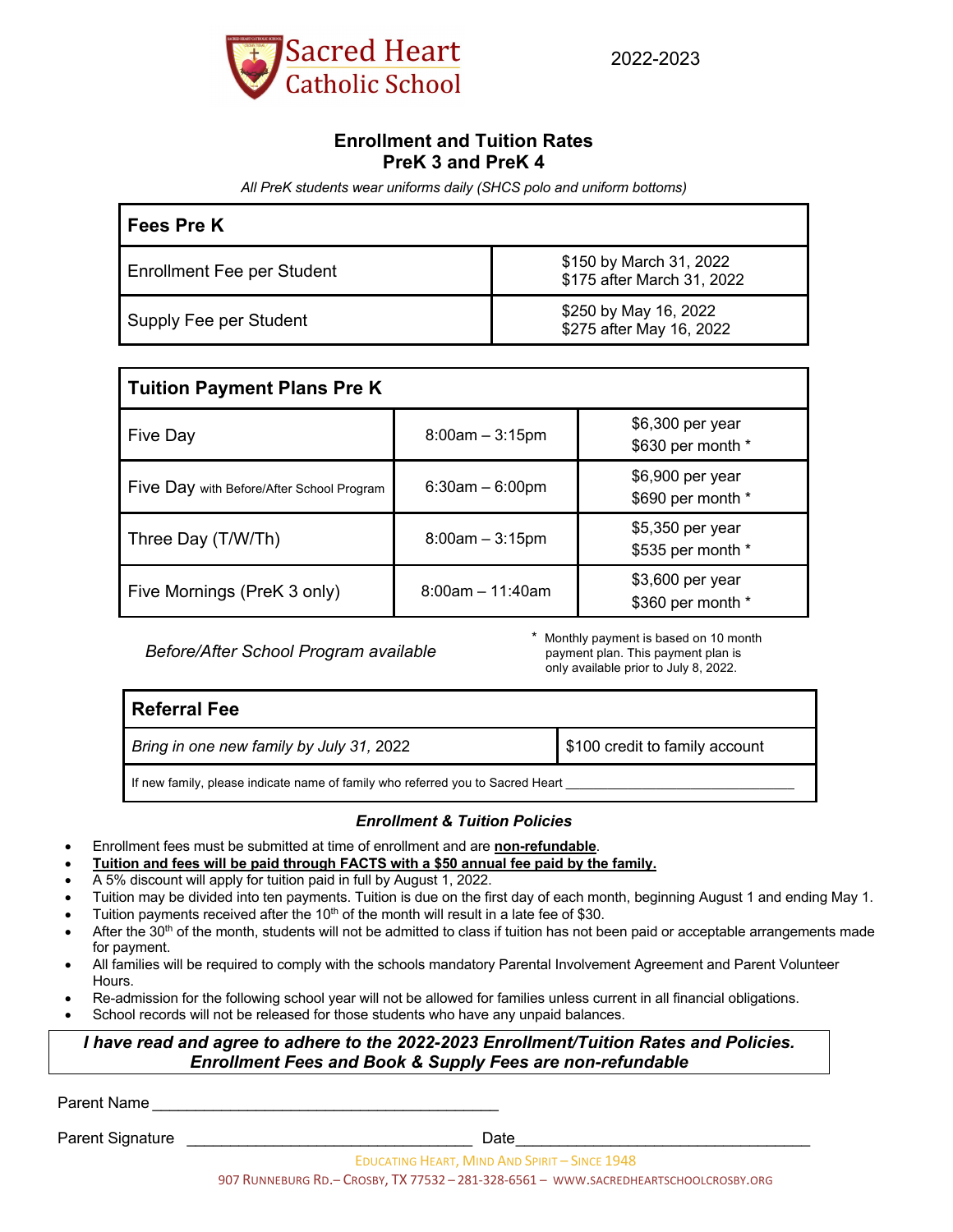# Sacred Heart Catholic School

2022-2023

## Enrollment and Tuition Rates
## PreK 3 and PreK 4

*All PreK students wear uniforms daily (SHCS polo and uniform bottoms)*

| **Fees Pre K** | |
|---|---|
| Enrollment Fee per Student | $150 by March 31, 2022<br>$175 after March 31, 2022 |
| Supply Fee per Student | $250 by May 16, 2022<br>$275 after May 16, 2022 |

| **Tuition Payment Plans Pre K** | | |
|---|---|---|
| Five Day | 8:00am – 3:15pm | $6,300 per year<br>$630 per month * |
| Five Day with Before/After School Program | 6:30am – 6:00pm | $6,900 per year<br>$690 per month * |
| Three Day (T/W/Th) | 8:00am – 3:15pm | $5,350 per year<br>$535 per month * |
| Five Mornings (PreK 3 only) | 8:00am – 11:40am | $3,600 per year<br>$360 per month * |

*Before/After School Program available*

\* Monthly payment is based on 10 month payment plan. This payment plan is only available prior to July 8, 2022.

| **Referral Fee** | |
|---|---|
| *Bring in one new family by July 31, 2022* | $100 credit to family account |
| If new family, please indicate name of family who referred you to Sacred Heart ________________________________ | |

### *Enrollment & Tuition Policies*

- Enrollment fees must be submitted at time of enrollment and are **non-refundable**.
- **Tuition and fees will be paid through FACTS with a $50 annual fee paid by the family.**
- A 5% discount will apply for tuition paid in full by August 1, 2022.
- Tuition may be divided into ten payments. Tuition is due on the first day of each month, beginning August 1 and ending May 1.
- Tuition payments received after the 10th of the month will result in a late fee of $30.
- After the 30th of the month, students will not be admitted to class if tuition has not been paid or acceptable arrangements made for payment.
- All families will be required to comply with the schools mandatory Parental Involvement Agreement and Parent Volunteer Hours.
- Re-admission for the following school year will not be allowed for families unless current in all financial obligations.
- School records will not be released for those students who have any unpaid balances.

***I have read and agree to adhere to the 2022-2023 Enrollment/Tuition Rates and Policies.***
***Enrollment Fees and Book & Supply Fees are non-refundable***

Parent Name ________________________________________

Parent Signature _________________________________ Date __________________________________

EDUCATING HEART, MIND AND SPIRIT – SINCE 1948

907 RUNNEBURG RD.– CROSBY, TX 77532 – 281-328-6561 – WWW.SACREDHEARTSCHOOLCROSBY.ORG